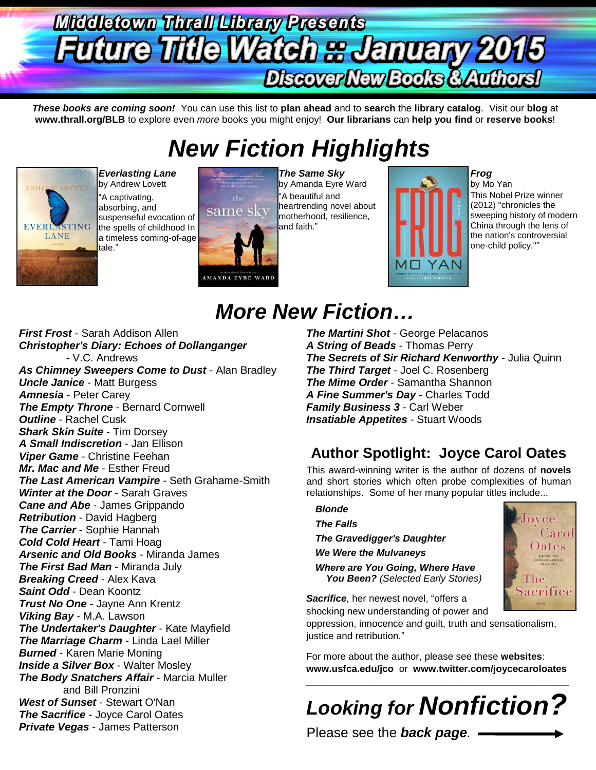# Middletown Thrall Library Presents

# Future Title Watch :: January 2015

## Discover New Books & Authors!

***These books are coming soon!*** You can use this list to **plan ahead** and to **search** the **library catalog**. Visit our **blog** at **www.thrall.org/BLB** to explore even *more* books you might enjoy! **Our librarians** can **help you find** or **reserve books**!

# *New Fiction Highlights*

***Everlasting Lane***
by Andrew Lovett
"A captivating, absorbing, and suspenseful evocation of the spells of childhood In a timeless coming-of-age tale."

***The Same Sky***
by Amanda Eyre Ward
"A beautiful and heartrending novel about motherhood, resilience, and faith."

***Frog***
by Mo Yan
This Nobel Prize winner (2012) "chronicles the sweeping history of modern China through the lens of the nation's controversial one-child policy.""

# *More New Fiction…*

***First Frost*** - Sarah Addison Allen
***Christopher's Diary: Echoes of Dollanganger*** - V.C. Andrews
***As Chimney Sweepers Come to Dust*** - Alan Bradley
***Uncle Janice*** - Matt Burgess
***Amnesia*** - Peter Carey
***The Empty Throne*** - Bernard Cornwell
***Outline*** - Rachel Cusk
***Shark Skin Suite*** - Tim Dorsey
***A Small Indiscretion*** - Jan Ellison
***Viper Game*** - Christine Feehan
***Mr. Mac and Me*** - Esther Freud
***The Last American Vampire*** - Seth Grahame-Smith
***Winter at the Door*** - Sarah Graves
***Cane and Abe*** - James Grippando
***Retribution*** - David Hagberg
***The Carrier*** - Sophie Hannah
***Cold Cold Heart*** - Tami Hoag
***Arsenic and Old Books*** - Miranda James
***The First Bad Man*** - Miranda July
***Breaking Creed*** - Alex Kava
***Saint Odd*** - Dean Koontz
***Trust No One*** - Jayne Ann Krentz
***Viking Bay*** - M.A. Lawson
***The Undertaker's Daughter*** - Kate Mayfield
***The Marriage Charm*** - Linda Lael Miller
***Burned*** - Karen Marie Moning
***Inside a Silver Box*** - Walter Mosley
***The Body Snatchers Affair*** - Marcia Muller and Bill Pronzini
***West of Sunset*** - Stewart O'Nan
***The Sacrifice*** - Joyce Carol Oates
***Private Vegas*** - James Patterson
***The Martini Shot*** - George Pelacanos
***A String of Beads*** - Thomas Perry
***The Secrets of Sir Richard Kenworthy*** - Julia Quinn
***The Third Target*** - Joel C. Rosenberg
***The Mime Order*** - Samantha Shannon
***A Fine Summer's Day*** - Charles Todd
***Family Business 3*** - Carl Weber
***Insatiable Appetites*** - Stuart Woods

## Author Spotlight: Joyce Carol Oates

This award-winning writer is the author of dozens of **novels** and short stories which often probe complexities of human relationships. Some of her many popular titles include...

***Blonde***
***The Falls***
***The Gravedigger's Daughter***
***We Were the Mulvaneys***
***Where are You Going, Where Have You Been?*** *(Selected Early Stories)*

***Sacrifice***, her newest novel, "offers a shocking new understanding of power and oppression, innocence and guilt, truth and sensationalism, justice and retribution."

For more about the author, please see these **websites**: **www.usfca.edu/jco** or **www.twitter.com/joycecaroloates**

---

# *Looking for Nonfiction?*

Please see the ***back page***. ⟶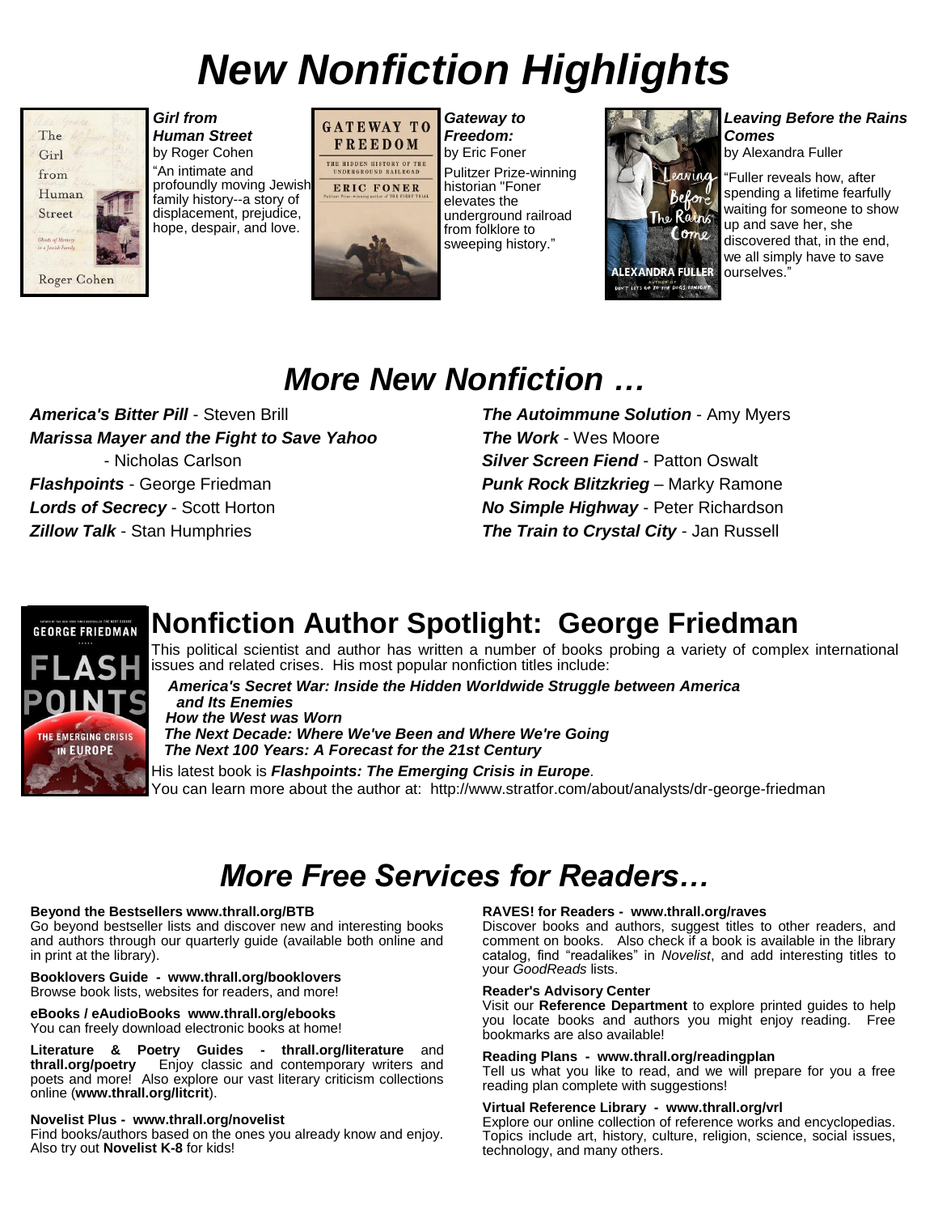# New Nonfiction Highlights

***Girl from Human Street***
by Roger Cohen
"An intimate and profoundly moving Jewish family history--a story of displacement, prejudice, hope, despair, and love.

***Gateway to Freedom:***
by Eric Foner
Pulitzer Prize-winning historian "Foner elevates the underground railroad from folklore to sweeping history."

***Leaving Before the Rains Comes***
by Alexandra Fuller
"Fuller reveals how, after spending a lifetime fearfully waiting for someone to show up and save her, she discovered that, in the end, we all simply have to save ourselves."

# More New Nonfiction …

***America's Bitter Pill*** - Steven Brill
***Marissa Mayer and the Fight to Save Yahoo*** - Nicholas Carlson
***Flashpoints*** - George Friedman
***Lords of Secrecy*** - Scott Horton
***Zillow Talk*** - Stan Humphries
***The Autoimmune Solution*** - Amy Myers
***The Work*** - Wes Moore
***Silver Screen Fiend*** - Patton Oswalt
***Punk Rock Blitzkrieg*** – Marky Ramone
***No Simple Highway*** - Peter Richardson
***The Train to Crystal City*** - Jan Russell

## Nonfiction Author Spotlight: George Friedman

This political scientist and author has written a number of books probing a variety of complex international issues and related crises. His most popular nonfiction titles include:

***America's Secret War: Inside the Hidden Worldwide Struggle between America and Its Enemies***
***How the West was Worn***
***The Next Decade: Where We've Been and Where We're Going***
***The Next 100 Years: A Forecast for the 21st Century***

His latest book is ***Flashpoints: The Emerging Crisis in Europe***.
You can learn more about the author at: http://www.stratfor.com/about/analysts/dr-george-friedman

# More Free Services for Readers…

**Beyond the Bestsellers www.thrall.org/BTB**
Go beyond bestseller lists and discover new and interesting books and authors through our quarterly guide (available both online and in print at the library).

**Booklovers Guide - www.thrall.org/booklovers**
Browse book lists, websites for readers, and more!

**eBooks / eAudioBooks www.thrall.org/ebooks**
You can freely download electronic books at home!

**Literature & Poetry Guides - thrall.org/literature** and **thrall.org/poetry** Enjoy classic and contemporary writers and poets and more! Also explore our vast literary criticism collections online (**www.thrall.org/litcrit**).

**Novelist Plus - www.thrall.org/novelist**
Find books/authors based on the ones you already know and enjoy. Also try out **Novelist K-8** for kids!

**RAVES! for Readers - www.thrall.org/raves**
Discover books and authors, suggest titles to other readers, and comment on books. Also check if a book is available in the library catalog, find "readalikes" in *Novelist*, and add interesting titles to your *GoodReads* lists.

**Reader's Advisory Center**
Visit our **Reference Department** to explore printed guides to help you locate books and authors you might enjoy reading. Free bookmarks are also available!

**Reading Plans - www.thrall.org/readingplan**
Tell us what you like to read, and we will prepare for you a free reading plan complete with suggestions!

**Virtual Reference Library - www.thrall.org/vrl**
Explore our online collection of reference works and encyclopedias. Topics include art, history, culture, religion, science, social issues, technology, and many others.